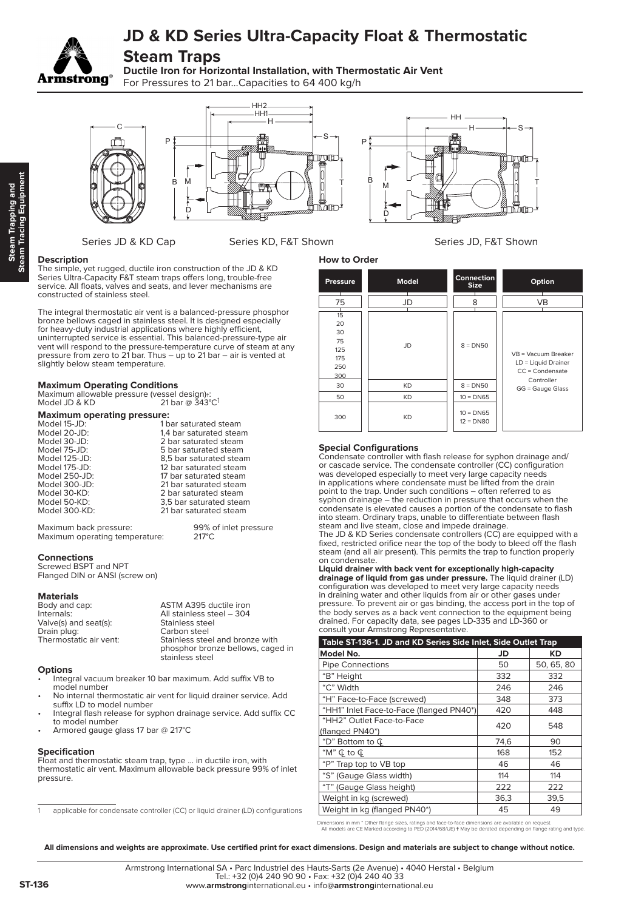# JD & KD Series Ultra-Capacity Float & Thermostatic Steam Traps

**Ductile Iron for Horizontal Installation, with Thermostatic Air Vent**

For Pressures to 21 bar...Capacities to 64 400 kg/h

Series JD & KD Cap    Series KD, F&T Shown    Series JD, F&T Shown

### Description

The simple, yet rugged, ductile iron construction of the JD & KD Series Ultra-Capacity F&T steam traps offers long, trouble-free service. All floats, valves and seats, and lever mechanisms are constructed of stainless steel.

The integral thermostatic air vent is a balanced-pressure phosphor bronze bellows caged in stainless steel. It is designed especially for heavy-duty industrial applications where highly efficient, uninterrupted service is essential. This balanced-pressure-type air vent will respond to the pressure-temperature curve of steam at any pressure from zero to 21 bar. Thus – up to 21 bar – air is vented at slightly below steam temperature.

### Maximum Operating Conditions

Maximum allowable pressure (vessel design)†:
Model JD & KD    21 bar @ 343°C[1]

**Maximum operating pressure:**

| | |
|---|---|
| Model 15-JD: | 1 bar saturated steam |
| Model 20-JD: | 1,4 bar saturated steam |
| Model 30-JD: | 2 bar saturated steam |
| Model 75-JD: | 5 bar saturated steam |
| Model 125-JD: | 8,5 bar saturated steam |
| Model 175-JD: | 12 bar saturated steam |
| Model 250-JD: | 17 bar saturated steam |
| Model 300-JD: | 21 bar saturated steam |
| Model 30-KD: | 2 bar saturated steam |
| Model 50-KD: | 3,5 bar saturated steam |
| Model 300-KD: | 21 bar saturated steam |

Maximum back pressure: 99% of inlet pressure
Maximum operating temperature: 217°C

### Connections

Screwed BSPT and NPT
Flanged DIN or ANSI (screw on)

### Materials

| | |
|---|---|
| Body and cap: | ASTM A395 ductile iron |
| Internals: | All stainless steel – 304 |
| Valve(s) and seat(s): | Stainless steel |
| Drain plug: | Carbon steel |
| Thermostatic air vent: | Stainless steel and bronze with phosphor bronze bellows, caged in stainless steel |

### Options

- Integral vacuum breaker 10 bar maximum. Add suffix VB to model number
- No internal thermostatic air vent for liquid drainer service. Add suffix LD to model number
- Integral flash release for syphon drainage service. Add suffix CC to model number
- Armored gauge glass 17 bar @ 217°C

### Specification

Float and thermostatic steam trap, type ... in ductile iron, with thermostatic air vent. Maximum allowable back pressure 99% of inlet pressure.

1 applicable for condensate controller (CC) or liquid drainer (LD) configurations

### How to Order

| Pressure | Model | Connection Size | Option |
|---|---|---|---|
| 75 | JD | 8 | VB |
| 15, 20, 30, 75, 125, 175, 250, 300 | JD | 8 = DN50 | VB = Vacuum Breaker, LD = Liquid Drainer, CC = Condensate Controller, GG = Gauge Glass |
| 30 | KD | 8 = DN50 | |
| 50 | KD | 10 = DN65 | |
| 300 | KD | 10 = DN65, 12 = DN80 | |

### Special Configurations

Condensate controller with flash release for syphon drainage and/or cascade service. The condensate controller (CC) configuration was developed especially to meet very large capacity needs in applications where condensate must be lifted from the drain point to the trap. Under such conditions – often referred to as syphon drainage – the reduction in pressure that occurs when the condensate is elevated causes a portion of the condensate to flash into steam. Ordinary traps, unable to differentiate between flash steam and live steam, close and impede drainage.
The JD & KD Series condensate controllers (CC) are equipped with a fixed, restricted orifice near the top of the body to bleed off the flash steam (and all air present). This permits the trap to function properly on condensate.

**Liquid drainer with back vent for exceptionally high-capacity drainage of liquid from gas under pressure.** The liquid drainer (LD) configuration was developed to meet very large capacity needs in draining water and other liquids from air or other gases under pressure. To prevent air or gas binding, the access port in the top of the body serves as a back vent connection to the equipment being drained. For capacity data, see pages LD-335 and LD-360 or consult your Armstrong Representative.

**Table ST-136-1. JD and KD Series Side Inlet, Side Outlet Trap**

| Model No. | JD | KD |
|---|---|---|
| Pipe Connections | 50 | 50, 65, 80 |
| "B" Height | 332 | 332 |
| "C" Width | 246 | 246 |
| "H" Face-to-Face (screwed) | 348 | 373 |
| "HH1" Inlet Face-to-Face (flanged PN40*) | 420 | 448 |
| "HH2" Outlet Face-to-Face (flanged PN40*) | 420 | 548 |
| "D" Bottom to ℄ | 74,6 | 90 |
| "M" ℄ to ℄ | 168 | 152 |
| "P" Trap top to VB top | 46 | 46 |
| "S" (Gauge Glass width) | 114 | 114 |
| "T" (Gauge Glass height) | 222 | 222 |
| Weight in kg (screwed) | 36,3 | 39,5 |
| Weight in kg (flanged PN40*) | 45 | 49 |

Dimensions in mm * Other flange sizes, ratings and face-to-face dimensions are available on request.
All models are CE Marked according to PED (2014/68/UE) † May be derated depending on flange rating and type.

**All dimensions and weights are approximate. Use certified print for exact dimensions. Design and materials are subject to change without notice.**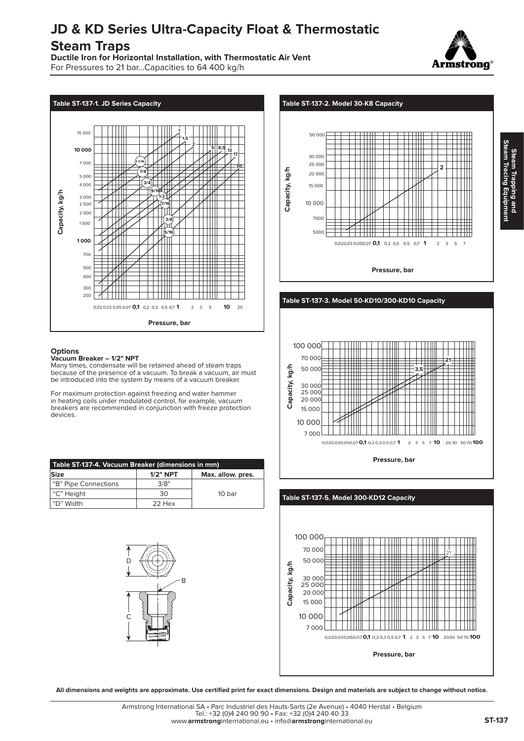# JD & KD Series Ultra-Capacity Float & Thermostatic Steam Traps

**Ductile Iron for Horizontal Installation, with Thermostatic Air Vent**

For Pressures to 21 bar...Capacities to 64 400 kg/h

Steam Trapping and Steam Tracing Equipment

**Table ST-137-1. JD Series Capacity**

Capacity, kg/h

15 000
10 000
7 000
5 000
4 000
3 000
2 500
2 000
1 500
1 000
700
500
400
300
250

1, 1,5, 2, 5, 8,5, 12, 17, 20

1-1/16, 7/8, 3/4, 9/16, 1/2, 7/16, 3/8, 5/16

0,02 0,03 0,05 0,07 0,1 0,2 0,3 0,5 0,7 1 2 3 5 10 20

Pressure, bar

**Table ST-137-2. Model 30-K8 Capacity**

Capacity, kg/h

50 000
30 000
25 000
20 000
15 000
10 000
7000
5000

2

0,02 0,03 0,05 0,07 0,1 0,2 0,3 0,5 0,7 1 2 3 5 7

Pressure, bar

**Table ST-137-3. Model 50-KD10/300-KD10 Capacity**

Capacity, kg/h

100 000
70 000
50 000
30 000
25 000
20 000
15 000
10 000
7 000

21
3,5

0,02 0,03 0,05 0,07 0,1 0,2 0,3 0,5 0,7 1 2 3 5 7 10 20 30 50 70 100

Pressure, bar

**Table ST-137-5. Model 300-KD12 Capacity**

Capacity, kg/h

100 000
70 000
50 000
30 000
25 000
20 000
15 000
10 000
7 000

21

0,02 0,03 0,05 0,07 0,1 0,2 0,3 0,5 0,7 1 2 3 5 7 10 20 30 50 70 100

Pressure, bar

## Options

**Vacuum Breaker – 1/2" NPT**

Many times, condensate will be retained ahead of steam traps because of the presence of a vacuum. To break a vacuum, air must be introduced into the system by means of a vacuum breaker.

For maximum protection against freezing and water hammer in heating coils under modulated control, for example, vacuum breakers are recommended in conjunction with freeze protection devices.

**Table ST-137-4. Vacuum Breaker (dimensions in mm)**

| Size | 1/2" NPT | Max. allow. pres. |
|---|---|---|
| "B" Pipe Connections | 3/8" | 10 bar |
| "C" Height | 30 | |
| "D" Width | 22 Hex | |

D
B
C

**All dimensions and weights are approximate. Use certified print for exact dimensions. Design and materials are subject to change without notice.**

Armstrong International SA • Parc Industriel des Hauts-Sarts (2e Avenue) • 4040 Herstal • Belgium
Tel.: +32 (0)4 240 90 90 • Fax: +32 (0)4 240 40 33
www.**armstrong**international.eu • info@**armstrong**international.eu